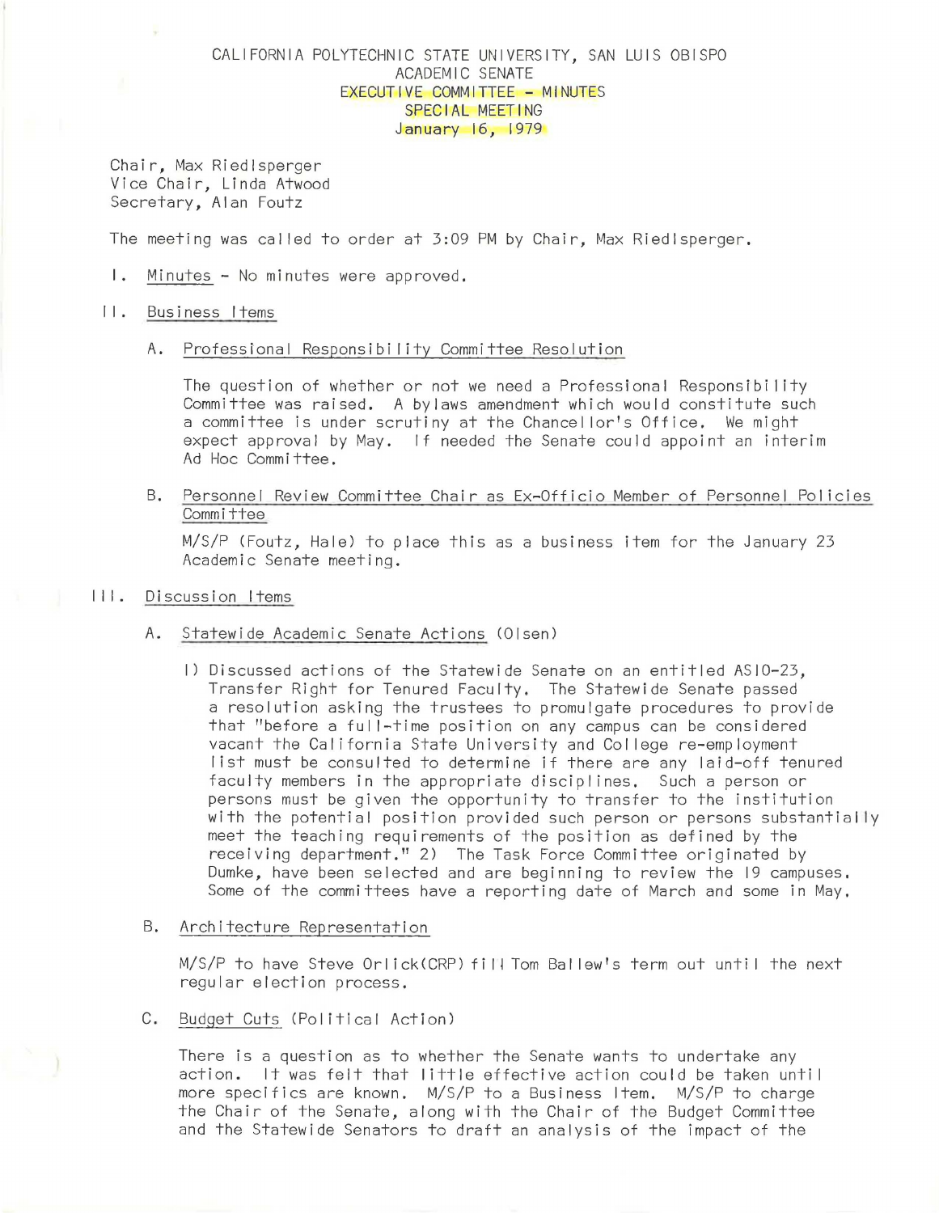# CALIFORNIA POLYTECHNIC STATE UNIVERSITY, SAN LUIS OBISPO
## ACADEMIC SENATE
## EXECUTIVE COMMITTEE - MINUTES
## SPECIAL MEETING
## January 16, 1979

Chair, Max Riedlsperger
Vice Chair, Linda Atwood
Secretary, Alan Foutz

The meeting was called to order at 3:09 PM by Chair, Max Riedlsperger.

I. Minutes - No minutes were approved.

II. Business Items

A. Professional Responsibility Committee Resolution

The question of whether or not we need a Professional Responsibility Committee was raised. A bylaws amendment which would constitute such a committee is under scrutiny at the Chancellor's Office. We might expect approval by May. If needed the Senate could appoint an interim Ad Hoc Committee.

B. Personnel Review Committee Chair as Ex-Officio Member of Personnel Policies Committee

M/S/P (Foutz, Hale) to place this as a business item for the January 23 Academic Senate meeting.

III. Discussion Items

A. Statewide Academic Senate Actions (Olsen)

1) Discussed actions of the Statewide Senate on an entitled AS10-23, Transfer Right for Tenured Faculty. The Statewide Senate passed a resolution asking the trustees to promulgate procedures to provide that "before a full-time position on any campus can be considered vacant the California State University and College re-employment list must be consulted to determine if there are any laid-off tenured faculty members in the appropriate disciplines. Such a person or persons must be given the opportunity to transfer to the institution with the potential position provided such person or persons substantially meet the teaching requirements of the position as defined by the receiving department." 2) The Task Force Committee originated by Dumke, have been selected and are beginning to review the 19 campuses. Some of the committees have a reporting date of March and some in May.

B. Architecture Representation

M/S/P to have Steve Orlick(CRP) fill Tom Ballew's term out until the next regular election process.

C. Budget Cuts (Political Action)

There is a question as to whether the Senate wants to undertake any action. It was felt that little effective action could be taken until more specifics are known. M/S/P to a Business Item. M/S/P to charge the Chair of the Senate, along with the Chair of the Budget Committee and the Statewide Senators to draft an analysis of the impact of the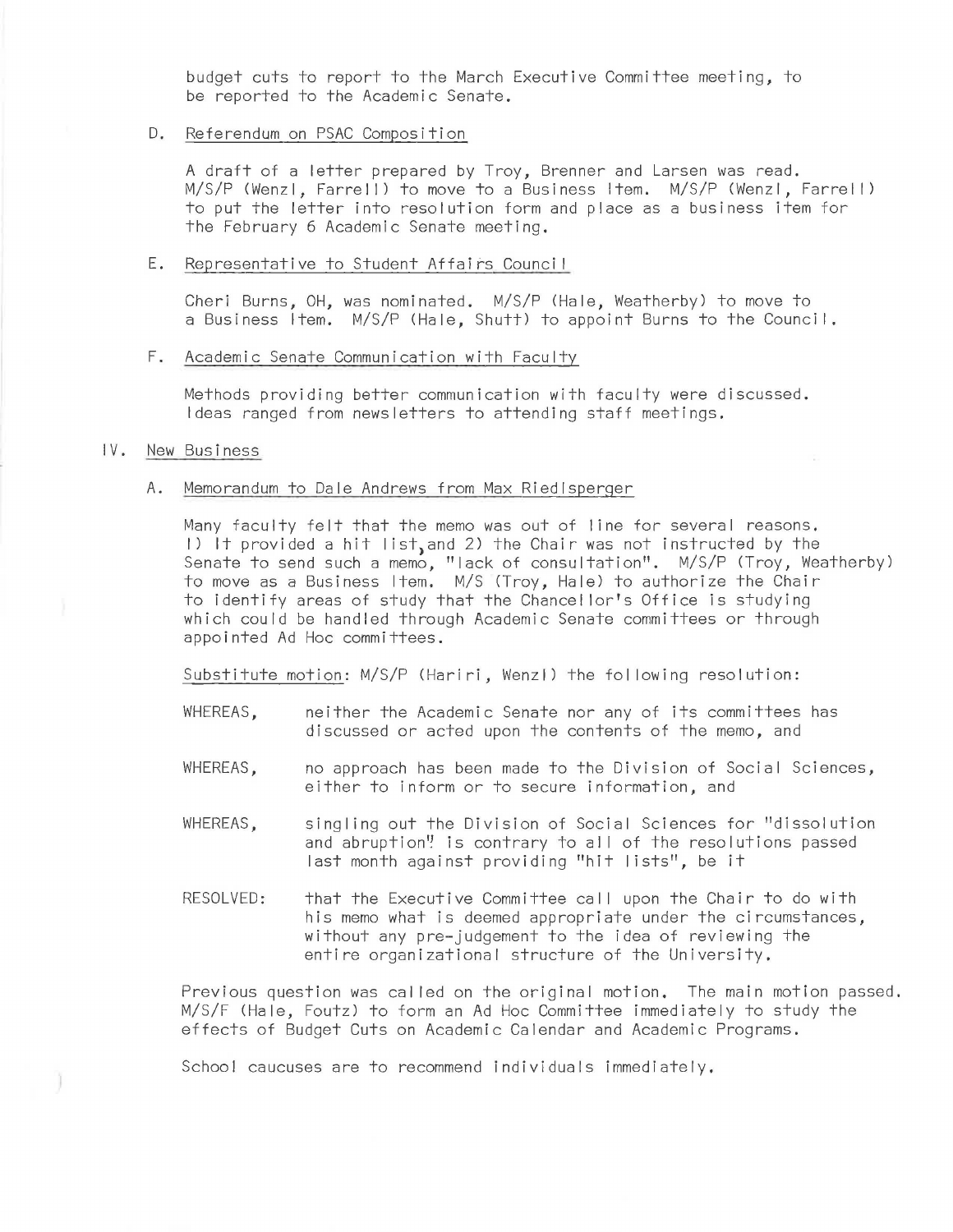budget cuts to report to the March Executive Committee meeting, to be reported to the Academic Senate.

D. Referendum on PSAC Composition

A draft of a letter prepared by Troy, Brenner and Larsen was read. M/S/P (Wenzl, Farrell) to move to a Business Item. M/S/P (Wenzl, Farrell) to put the letter into resolution form and place as a business item for the February 6 Academic Senate meeting.

E. Representative to Student Affairs Council

Cheri Burns, OH, was nominated. M/S/P (Hale, Weatherby) to move to a Business Item. M/S/P (Hale, Shutt) to appoint Burns to the Council.

F. Academic Senate Communication with Faculty

Methods providing better communication with faculty were discussed. Ideas ranged from newsletters to attending staff meetings.

IV. New Business

A. Memorandum to Dale Andrews from Max Riedlsperger

Many faculty felt that the memo was out of line for several reasons. 1) It provided a hit list, and 2) the Chair was not instructed by the Senate to send such a memo, "lack of consultation". M/S/P (Troy, Weatherby) to move as a Business Item. M/S (Troy, Hale) to authorize the Chair to identify areas of study that the Chancellor's Office is studying which could be handled through Academic Senate committees or through appointed Ad Hoc committees.

Substitute motion: M/S/P (Hariri, Wenzl) the following resolution:

WHEREAS, neither the Academic Senate nor any of its committees has discussed or acted upon the contents of the memo, and

WHEREAS, no approach has been made to the Division of Social Sciences, either to inform or to secure information, and

WHEREAS, singling out the Division of Social Sciences for "dissolution and abruption" is contrary to all of the resolutions passed last month against providing "hit lists", be it

RESOLVED: that the Executive Committee call upon the Chair to do with his memo what is deemed appropriate under the circumstances, without any pre-judgement to the idea of reviewing the entire organizational structure of the University.

Previous question was called on the original motion. The main motion passed. M/S/F (Hale, Foutz) to form an Ad Hoc Committee immediately to study the effects of Budget Cuts on Academic Calendar and Academic Programs.

School caucuses are to recommend individuals immediately.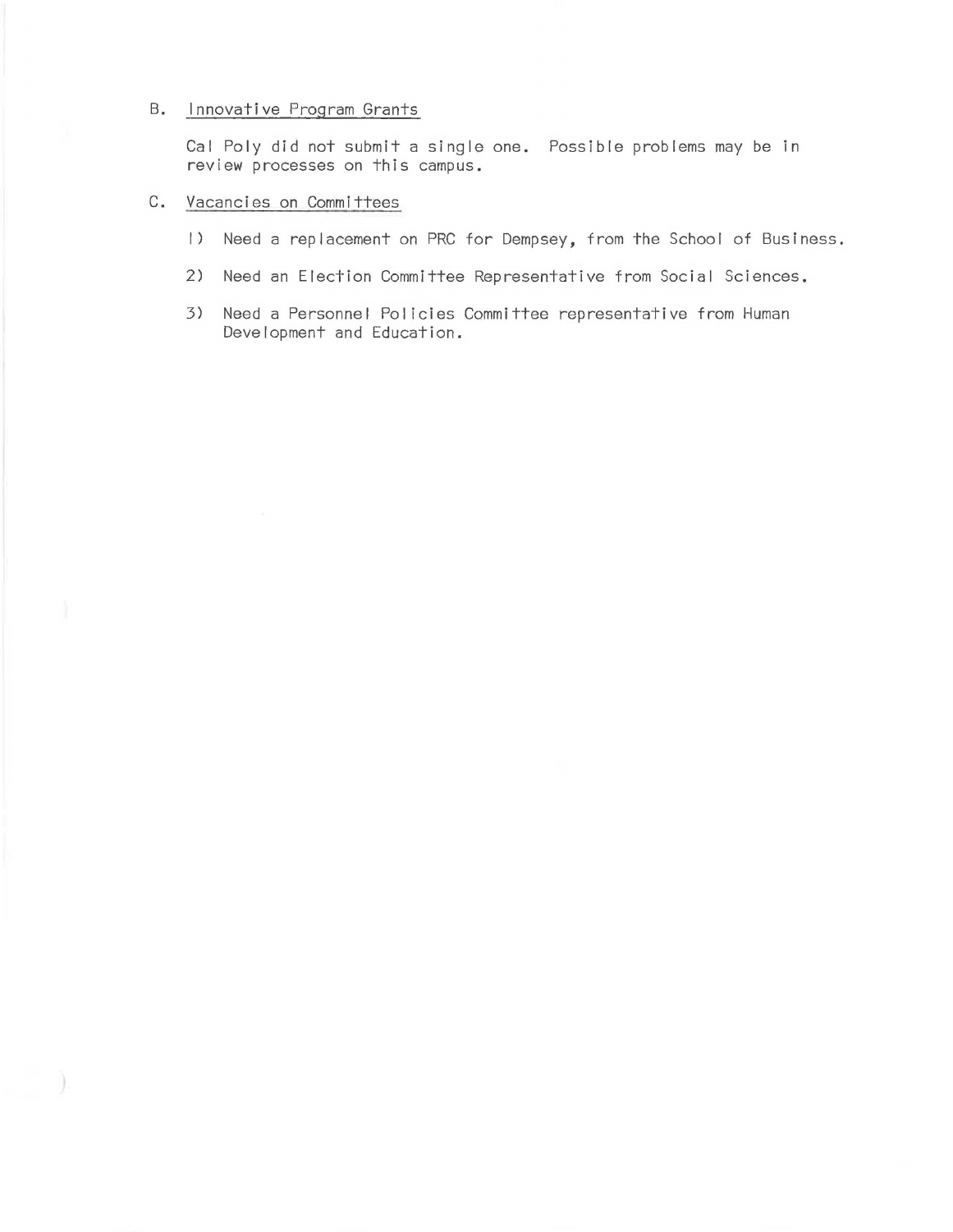B. Innovative Program Grants

Cal Poly did not submit a single one. Possible problems may be in review processes on this campus.

C. Vacancies on Committees

1) Need a replacement on PRC for Dempsey, from the School of Business.

2) Need an Election Committee Representative from Social Sciences.

3) Need a Personnel Policies Committee representative from Human Development and Education.